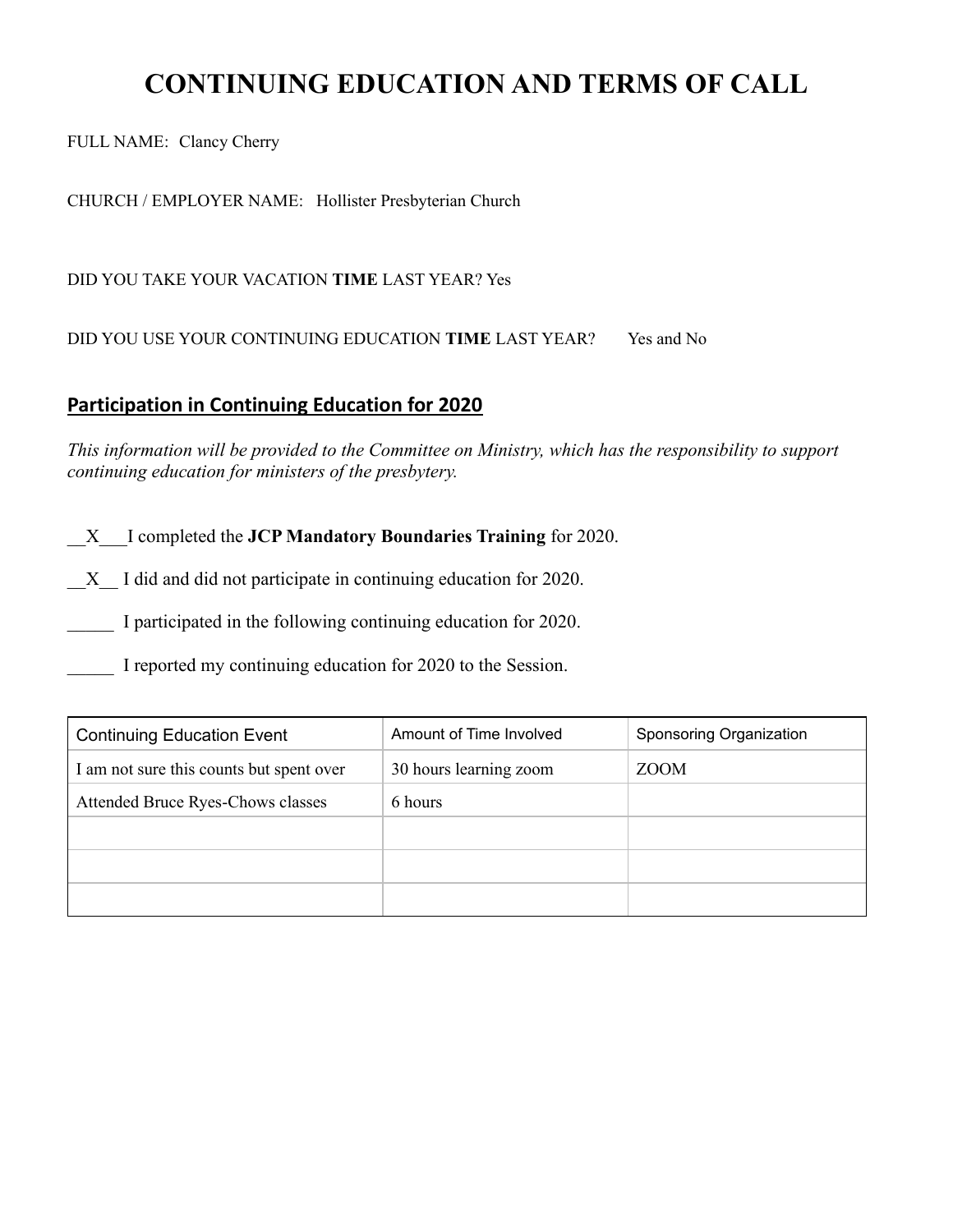# CONTINUING EDUCATION AND TERMS OF CALL

FULL NAME: Clancy Cherry

CHURCH / EMPLOYER NAME: Hollister Presbyterian Church

DID YOU TAKE YOUR VACATION **TIME** LAST YEAR? Yes

DID YOU USE YOUR CONTINUING EDUCATION **TIME** LAST YEAR? Yes and No

## Participation in Continuing Education for 2020

*This information will be provided to the Committee on Ministry, which has the responsibility to support continuing education for ministers of the presbytery.*

__X___I completed the **JCP Mandatory Boundaries Training** for 2020.

__X__ I did and did not participate in continuing education for 2020.

_____ I participated in the following continuing education for 2020.

_____ I reported my continuing education for 2020 to the Session.

| Continuing Education Event | Amount of Time Involved | Sponsoring Organization |
| --- | --- | --- |
| I am not sure this counts but spent over | 30 hours learning zoom | ZOOM |
| Attended Bruce Ryes-Chows classes | 6 hours | |
| | | |
| | | |
| | | |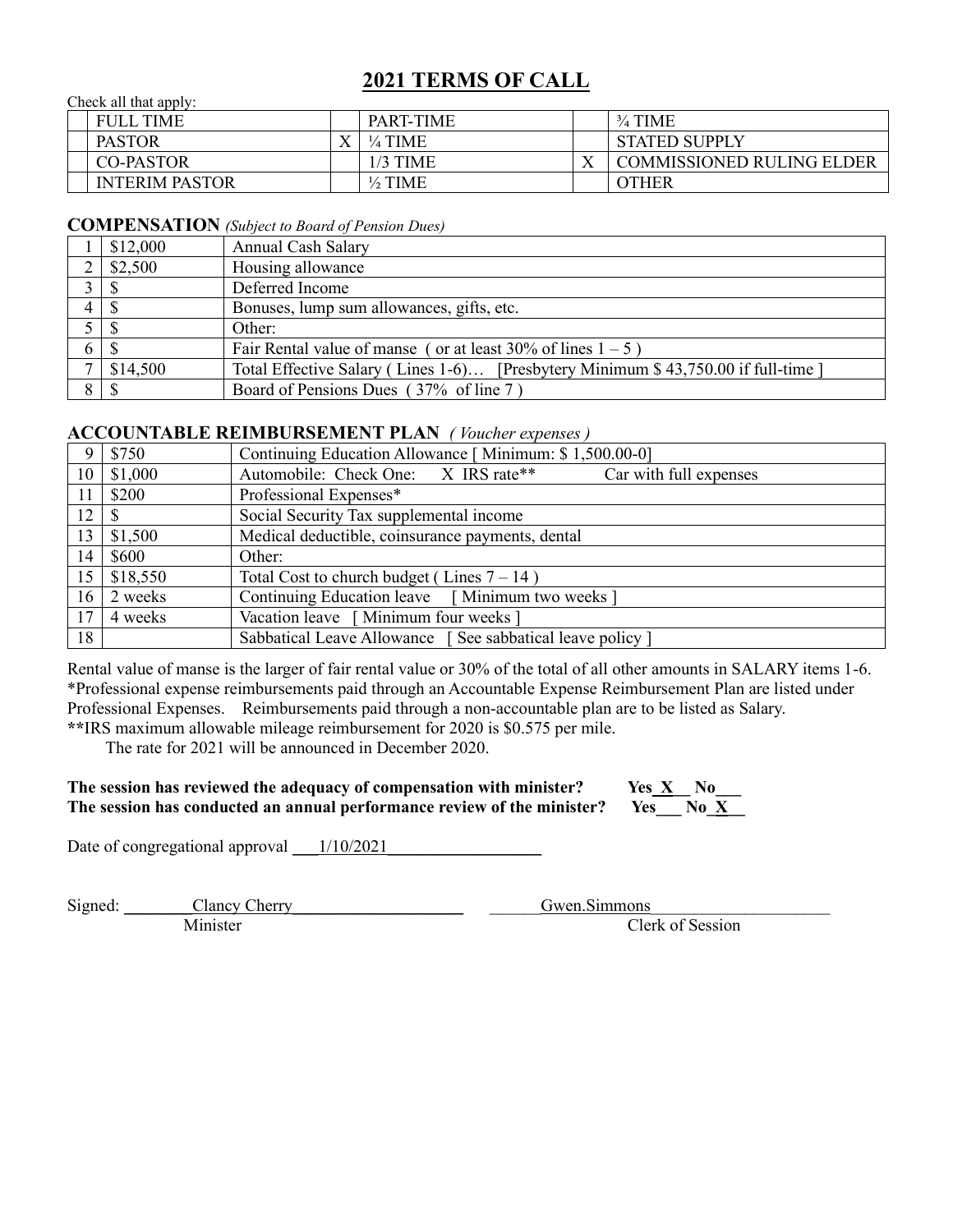# 2021 TERMS OF CALL

Check all that apply:

| | | | | | |
|---|---|---|---|---|---|
| | FULL TIME | | PART-TIME | | ¾ TIME |
| | PASTOR | X | ¼ TIME | | STATED SUPPLY |
| | CO-PASTOR | | 1/3 TIME | X | COMMISSIONED RULING ELDER |
| | INTERIM PASTOR | | ½ TIME | | OTHER |

## COMPENSATION *(Subject to Board of Pension Dues)*

| | | |
|---|---|---|
| 1 | $12,000 | Annual Cash Salary |
| 2 | $2,500 | Housing allowance |
| 3 | $ | Deferred Income |
| 4 | $ | Bonuses, lump sum allowances, gifts, etc. |
| 5 | $ | Other: |
| 6 | $ | Fair Rental value of manse ( or at least 30% of lines 1 – 5 ) |
| 7 | $14,500 | Total Effective Salary ( Lines 1-6)… [Presbytery Minimum $ 43,750.00 if full-time ] |
| 8 | $ | Board of Pensions Dues ( 37% of line 7 ) |

## ACCOUNTABLE REIMBURSEMENT PLAN *( Voucher expenses )*

| | | |
|---|---|---|
| 9 | $750 | Continuing Education Allowance [ Minimum: $ 1,500.00-0] |
| 10 | $1,000 | Automobile: Check One: X IRS rate** Car with full expenses |
| 11 | $200 | Professional Expenses* |
| 12 | $ | Social Security Tax supplemental income |
| 13 | $1,500 | Medical deductible, coinsurance payments, dental |
| 14 | $600 | Other: |
| 15 | $18,550 | Total Cost to church budget ( Lines 7 – 14 ) |
| 16 | 2 weeks | Continuing Education leave [ Minimum two weeks ] |
| 17 | 4 weeks | Vacation leave [ Minimum four weeks ] |
| 18 | | Sabbatical Leave Allowance [ See sabbatical leave policy ] |

Rental value of manse is the larger of fair rental value or 30% of the total of all other amounts in SALARY items 1-6.
*Professional expense reimbursements paid through an Accountable Expense Reimbursement Plan are listed under Professional Expenses. Reimbursements paid through a non-accountable plan are to be listed as Salary.
**IRS maximum allowable mileage reimbursement for 2020 is $0.575 per mile.
The rate for 2021 will be announced in December 2020.

**The session has reviewed the adequacy of compensation with minister? Yes_X__ No___**
**The session has conducted an annual performance review of the minister? Yes___ No_X__**

Date of congregational approval ___1/10/2021__________________

Signed: ________Clancy Cherry____________________ ______Gwen.Simmons_____________________

Minister Clerk of Session